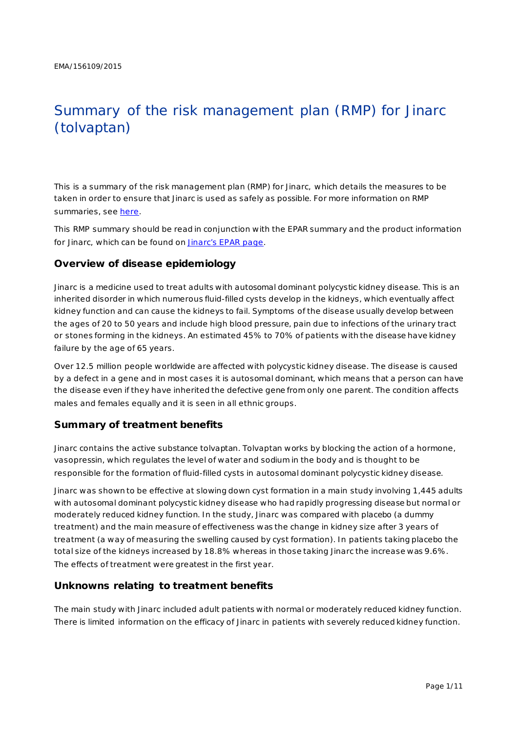EMA/156109/2015

# Summary of the risk management plan (RMP) for Jinarc (tolvaptan)

This is a summary of the risk management plan (RMP) for Jinarc, which details the measures to be taken in order to ensure that Jinarc is used as safely as possible. For more information on RMP summaries, see here.

This RMP summary should be read in conjunction with the EPAR summary and the product information for Jinarc, which can be found on Jinarc's EPAR page.

## Overview of disease epidemiology

Jinarc is a medicine used to treat adults with autosomal dominant polycystic kidney disease. This is an inherited disorder in which numerous fluid-filled cysts develop in the kidneys, which eventually affect kidney function and can cause the kidneys to fail. Symptoms of the disease usually develop between the ages of 20 to 50 years and include high blood pressure, pain due to infections of the urinary tract or stones forming in the kidneys. An estimated 45% to 70% of patients with the disease have kidney failure by the age of 65 years.

Over 12.5 million people worldwide are affected with polycystic kidney disease. The disease is caused by a defect in a gene and in most cases it is autosomal dominant, which means that a person can have the disease even if they have inherited the defective gene from only one parent. The condition affects males and females equally and it is seen in all ethnic groups.

## Summary of treatment benefits

Jinarc contains the active substance tolvaptan. Tolvaptan works by blocking the action of a hormone, vasopressin, which regulates the level of water and sodium in the body and is thought to be responsible for the formation of fluid-filled cysts in autosomal dominant polycystic kidney disease.

Jinarc was shown to be effective at slowing down cyst formation in a main study involving 1,445 adults with autosomal dominant polycystic kidney disease who had rapidly progressing disease but normal or moderately reduced kidney function. In the study, Jinarc was compared with placebo (a dummy treatment) and the main measure of effectiveness was the change in kidney size after 3 years of treatment (a way of measuring the swelling caused by cyst formation). In patients taking placebo the total size of the kidneys increased by 18.8% whereas in those taking Jinarc the increase was 9.6%. The effects of treatment were greatest in the first year.

## Unknowns relating to treatment benefits

The main study with Jinarc included adult patients with normal or moderately reduced kidney function. There is limited information on the efficacy of Jinarc in patients with severely reduced kidney function.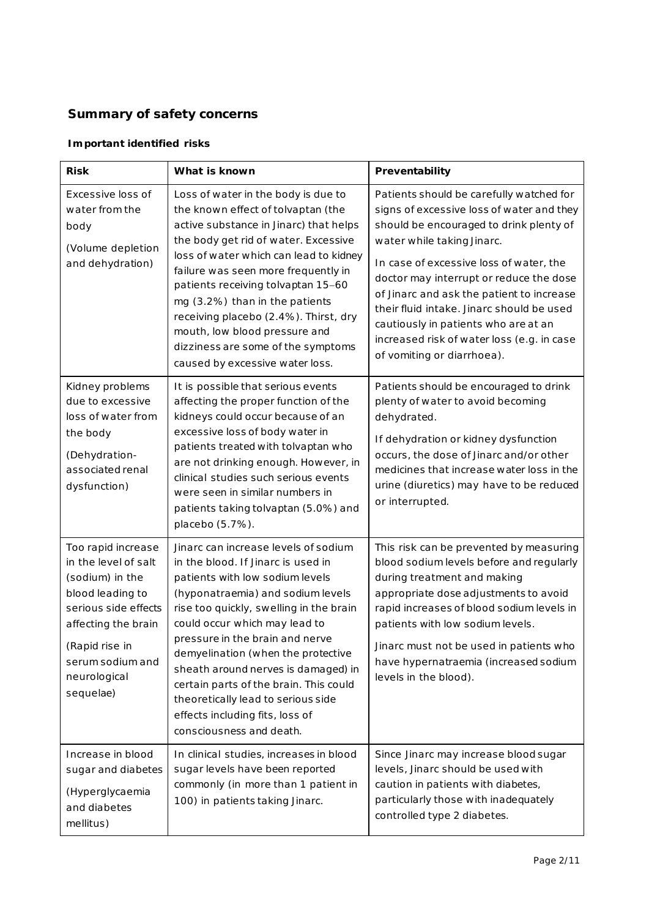## Summary of safety concerns

### Important identified risks

| Risk | What is known | Preventability |
| --- | --- | --- |
| Excessive loss of water from the body<br><br>(Volume depletion and dehydration) | Loss of water in the body is due to the known effect of tolvaptan (the active substance in Jinarc) that helps the body get rid of water. Excessive loss of water which can lead to kidney failure was seen more frequently in patients receiving tolvaptan 15–60 mg (3.2%) than in the patients receiving placebo (2.4%). Thirst, dry mouth, low blood pressure and dizziness are some of the symptoms caused by excessive water loss. | Patients should be carefully watched for signs of excessive loss of water and they should be encouraged to drink plenty of water while taking Jinarc.<br><br>In case of excessive loss of water, the doctor may interrupt or reduce the dose of Jinarc and ask the patient to increase their fluid intake. Jinarc should be used cautiously in patients who are at an increased risk of water loss (e.g. in case of vomiting or diarrhoea). |
| Kidney problems due to excessive loss of water from the body<br><br>(Dehydration-associated renal dysfunction) | It is possible that serious events affecting the proper function of the kidneys could occur because of an excessive loss of body water in patients treated with tolvaptan who are not drinking enough. However, in clinical studies such serious events were seen in similar numbers in patients taking tolvaptan (5.0%) and placebo (5.7%). | Patients should be encouraged to drink plenty of water to avoid becoming dehydrated.<br><br>If dehydration or kidney dysfunction occurs, the dose of Jinarc and/or other medicines that increase water loss in the urine (diuretics) may have to be reduced or interrupted. |
| Too rapid increase in the level of salt (sodium) in the blood leading to serious side effects affecting the brain<br><br>(Rapid rise in serum sodium and neurological sequelae) | Jinarc can increase levels of sodium in the blood. If Jinarc is used in patients with low sodium levels (hyponatraemia) and sodium levels rise too quickly, swelling in the brain could occur which may lead to pressure in the brain and nerve demyelination (when the protective sheath around nerves is damaged) in certain parts of the brain. This could theoretically lead to serious side effects including fits, loss of consciousness and death. | This risk can be prevented by measuring blood sodium levels before and regularly during treatment and making appropriate dose adjustments to avoid rapid increases of blood sodium levels in patients with low sodium levels.<br><br>Jinarc must not be used in patients who have hypernatraemia (increased sodium levels in the blood). |
| Increase in blood sugar and diabetes<br><br>(Hyperglycaemia and diabetes mellitus) | In clinical studies, increases in blood sugar levels have been reported commonly (in more than 1 patient in 100) in patients taking Jinarc. | Since Jinarc may increase blood sugar levels, Jinarc should be used with caution in patients with diabetes, particularly those with inadequately controlled type 2 diabetes. |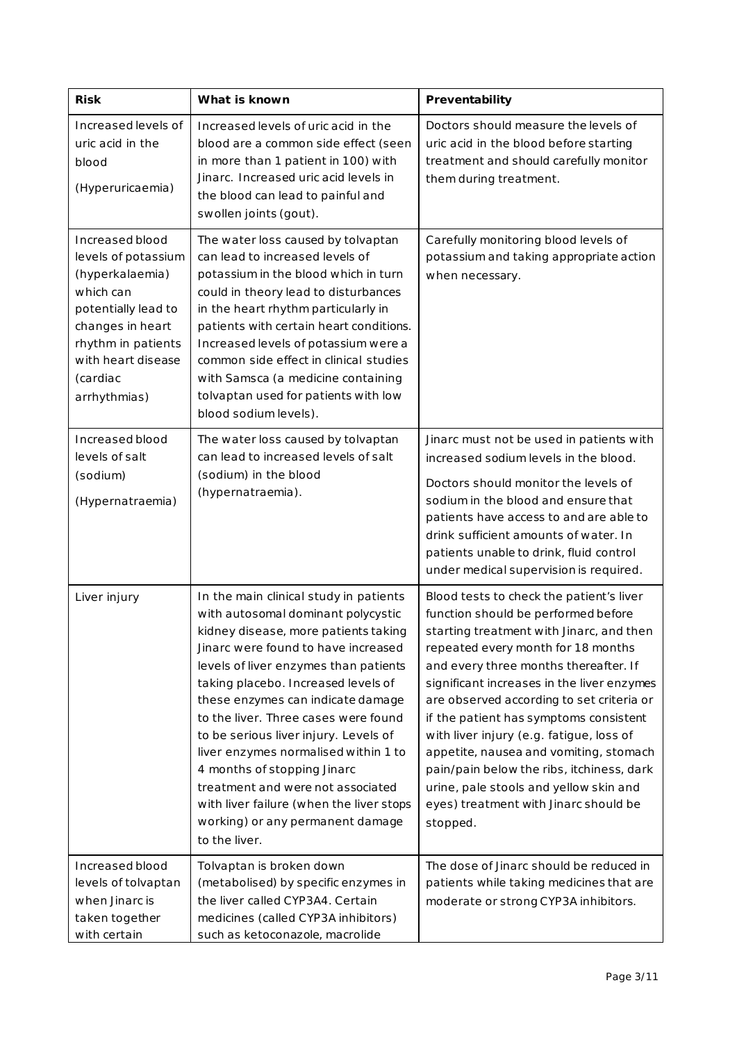| Risk | What is known | Preventability |
|---|---|---|
| Increased levels of uric acid in the blood (Hyperuricaemia) | Increased levels of uric acid in the blood are a common side effect (seen in more than 1 patient in 100) with Jinarc. Increased uric acid levels in the blood can lead to painful and swollen joints (gout). | Doctors should measure the levels of uric acid in the blood before starting treatment and should carefully monitor them during treatment. |
| Increased blood levels of potassium (hyperkalaemia) which can potentially lead to changes in heart rhythm in patients with heart disease (cardiac arrhythmias) | The water loss caused by tolvaptan can lead to increased levels of potassium in the blood which in turn could in theory lead to disturbances in the heart rhythm particularly in patients with certain heart conditions. Increased levels of potassium were a common side effect in clinical studies with Samsca (a medicine containing tolvaptan used for patients with low blood sodium levels). | Carefully monitoring blood levels of potassium and taking appropriate action when necessary. |
| Increased blood levels of salt (sodium) (Hypernatraemia) | The water loss caused by tolvaptan can lead to increased levels of salt (sodium) in the blood (hypernatraemia). | Jinarc must not be used in patients with increased sodium levels in the blood. Doctors should monitor the levels of sodium in the blood and ensure that patients have access to and are able to drink sufficient amounts of water. In patients unable to drink, fluid control under medical supervision is required. |
| Liver injury | In the main clinical study in patients with autosomal dominant polycystic kidney disease, more patients taking Jinarc were found to have increased levels of liver enzymes than patients taking placebo. Increased levels of these enzymes can indicate damage to the liver. Three cases were found to be serious liver injury. Levels of liver enzymes normalised within 1 to 4 months of stopping Jinarc treatment and were not associated with liver failure (when the liver stops working) or any permanent damage to the liver. | Blood tests to check the patient's liver function should be performed before starting treatment with Jinarc, and then repeated every month for 18 months and every three months thereafter. If significant increases in the liver enzymes are observed according to set criteria or if the patient has symptoms consistent with liver injury (e.g. fatigue, loss of appetite, nausea and vomiting, stomach pain/pain below the ribs, itchiness, dark urine, pale stools and yellow skin and eyes) treatment with Jinarc should be stopped. |
| Increased blood levels of tolvaptan when Jinarc is taken together with certain | Tolvaptan is broken down (metabolised) by specific enzymes in the liver called CYP3A4. Certain medicines (called CYP3A inhibitors) such as ketoconazole, macrolide | The dose of Jinarc should be reduced in patients while taking medicines that are moderate or strong CYP3A inhibitors. |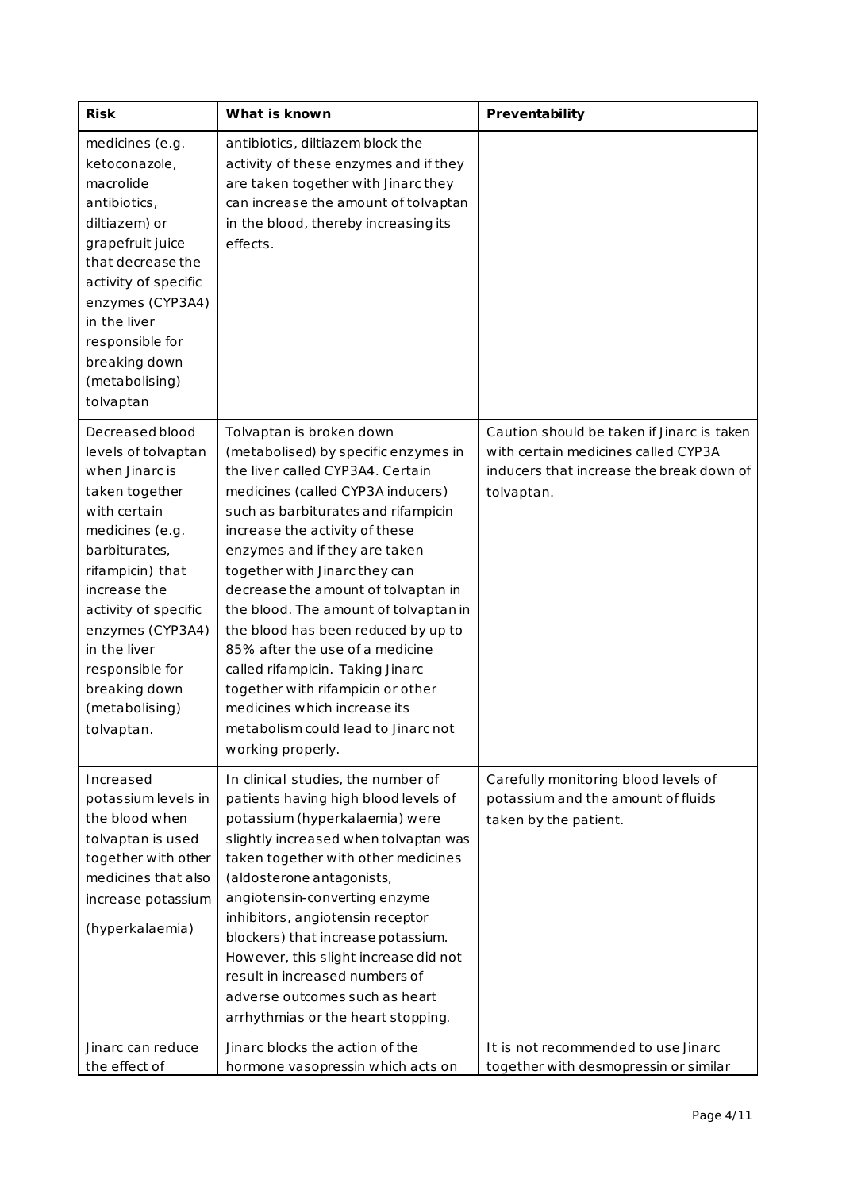| Risk | What is known | Preventability |
|---|---|---|
| medicines (e.g. ketoconazole, macrolide antibiotics, diltiazem) or grapefruit juice that decrease the activity of specific enzymes (CYP3A4) in the liver responsible for breaking down (metabolising) tolvaptan | antibiotics, diltiazem block the activity of these enzymes and if they are taken together with Jinarc they can increase the amount of tolvaptan in the blood, thereby increasing its effects. | |
| Decreased blood levels of tolvaptan when Jinarc is taken together with certain medicines (e.g. barbiturates, rifampicin) that increase the activity of specific enzymes (CYP3A4) in the liver responsible for breaking down (metabolising) tolvaptan. | Tolvaptan is broken down (metabolised) by specific enzymes in the liver called CYP3A4. Certain medicines (called CYP3A inducers) such as barbiturates and rifampicin increase the activity of these enzymes and if they are taken together with Jinarc they can decrease the amount of tolvaptan in the blood. The amount of tolvaptan in the blood has been reduced by up to 85% after the use of a medicine called rifampicin. Taking Jinarc together with rifampicin or other medicines which increase its metabolism could lead to Jinarc not working properly. | Caution should be taken if Jinarc is taken with certain medicines called CYP3A inducers that increase the break down of tolvaptan. |
| Increased potassium levels in the blood when tolvaptan is used together with other medicines that also increase potassium (hyperkalaemia) | In clinical studies, the number of patients having high blood levels of potassium (hyperkalaemia) were slightly increased when tolvaptan was taken together with other medicines (aldosterone antagonists, angiotensin-converting enzyme inhibitors, angiotensin receptor blockers) that increase potassium. However, this slight increase did not result in increased numbers of adverse outcomes such as heart arrhythmias or the heart stopping. | Carefully monitoring blood levels of potassium and the amount of fluids taken by the patient. |
| Jinarc can reduce the effect of | Jinarc blocks the action of the hormone vasopressin which acts on | It is not recommended to use Jinarc together with desmopressin or similar |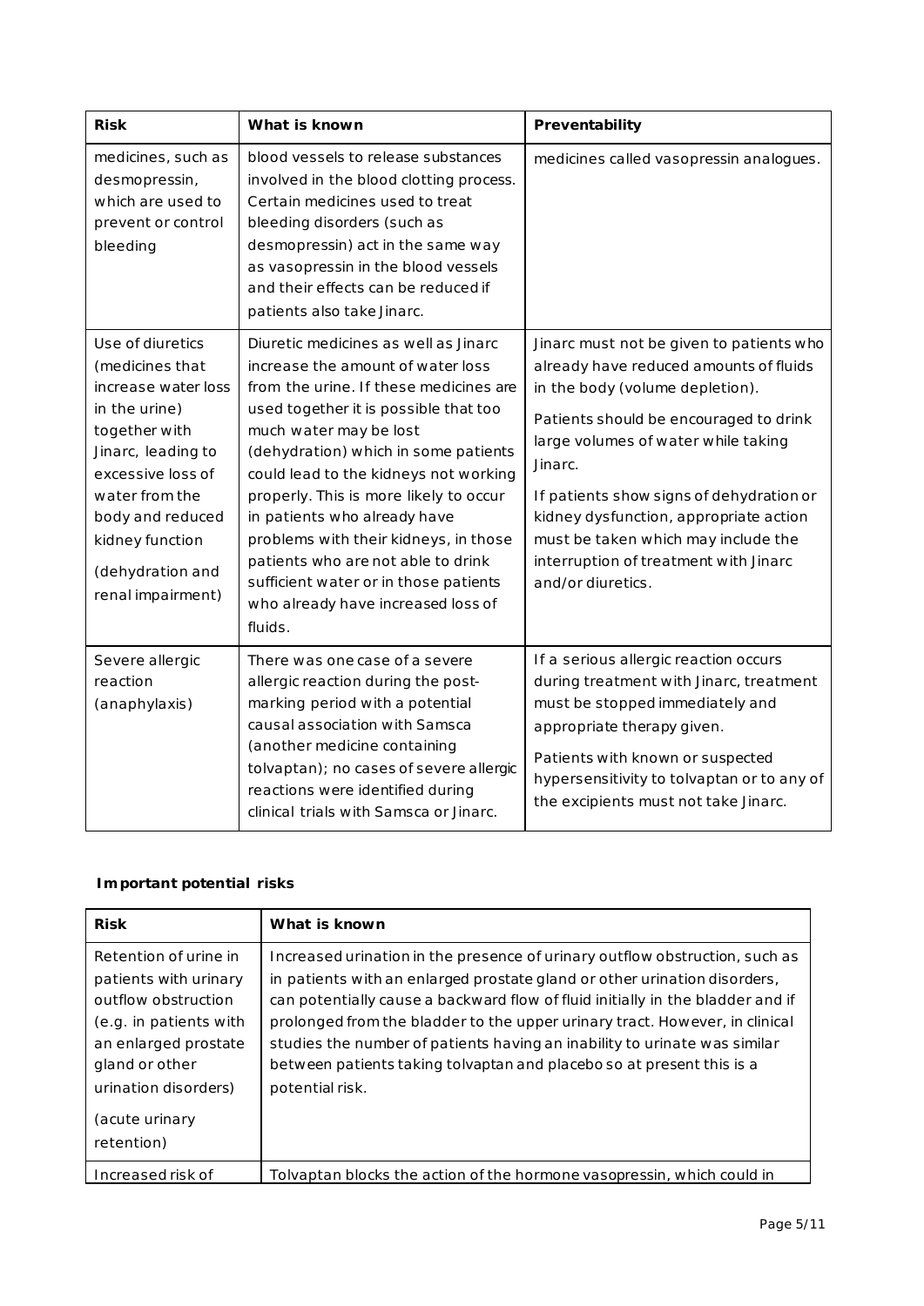| Risk | What is known | Preventability |
| --- | --- | --- |
| medicines, such as desmopressin, which are used to prevent or control bleeding | blood vessels to release substances involved in the blood clotting process. Certain medicines used to treat bleeding disorders (such as desmopressin) act in the same way as vasopressin in the blood vessels and their effects can be reduced if patients also take Jinarc. | medicines called vasopressin analogues. |
| Use of diuretics (medicines that increase water loss in the urine) together with Jinarc, leading to excessive loss of water from the body and reduced kidney function (dehydration and renal impairment) | Diuretic medicines as well as Jinarc increase the amount of water loss from the urine. If these medicines are used together it is possible that too much water may be lost (dehydration) which in some patients could lead to the kidneys not working properly. This is more likely to occur in patients who already have problems with their kidneys, in those patients who are not able to drink sufficient water or in those patients who already have increased loss of fluids. | Jinarc must not be given to patients who already have reduced amounts of fluids in the body (volume depletion). Patients should be encouraged to drink large volumes of water while taking Jinarc. If patients show signs of dehydration or kidney dysfunction, appropriate action must be taken which may include the interruption of treatment with Jinarc and/or diuretics. |
| Severe allergic reaction (anaphylaxis) | There was one case of a severe allergic reaction during the post-marking period with a potential causal association with Samsca (another medicine containing tolvaptan); no cases of severe allergic reactions were identified during clinical trials with Samsca or Jinarc. | If a serious allergic reaction occurs during treatment with Jinarc, treatment must be stopped immediately and appropriate therapy given. Patients with known or suspected hypersensitivity to tolvaptan or to any of the excipients must not take Jinarc. |

**Important potential risks**

| Risk | What is known |
| --- | --- |
| Retention of urine in patients with urinary outflow obstruction (e.g. in patients with an enlarged prostate gland or other urination disorders) (acute urinary retention) | Increased urination in the presence of urinary outflow obstruction, such as in patients with an enlarged prostate gland or other urination disorders, can potentially cause a backward flow of fluid initially in the bladder and if prolonged from the bladder to the upper urinary tract. However, in clinical studies the number of patients having an inability to urinate was similar between patients taking tolvaptan and placebo so at present this is a potential risk. |
| Increased risk of | Tolvaptan blocks the action of the hormone vasopressin, which could in |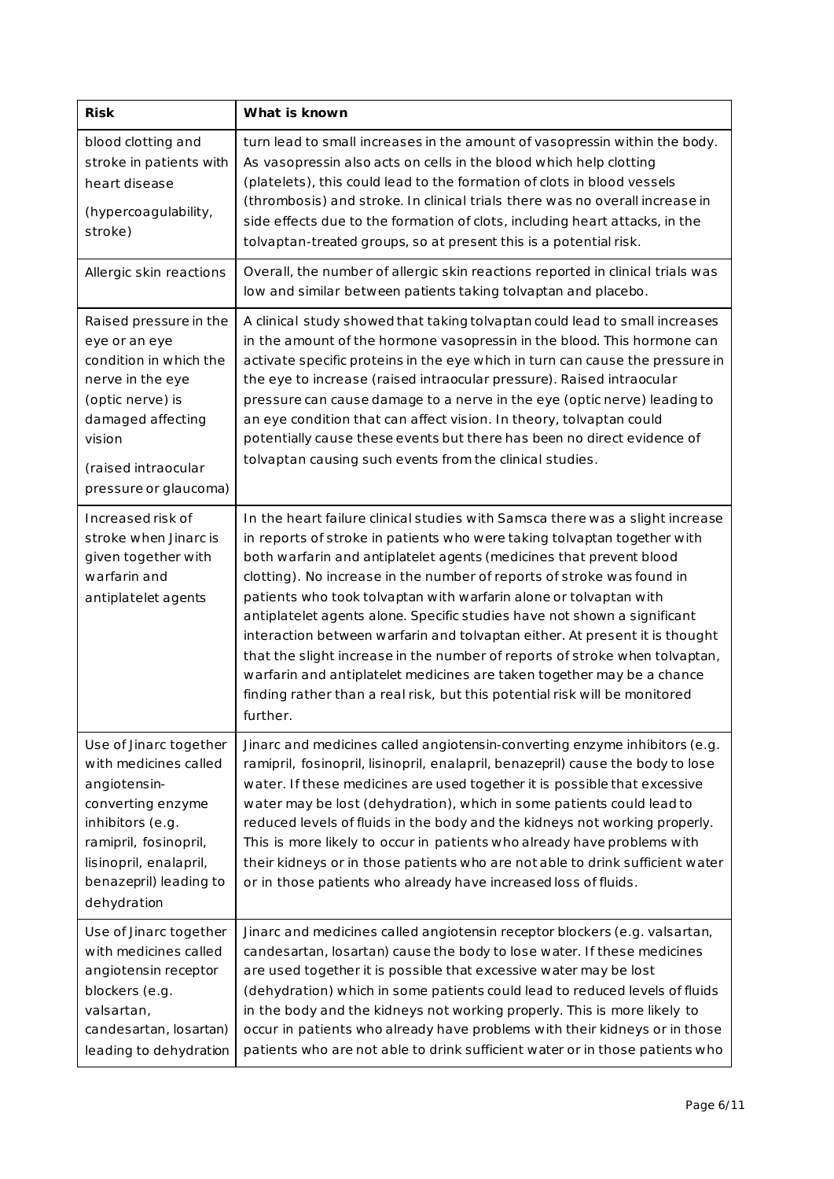| Risk | What is known |
|---|---|
| blood clotting and stroke in patients with heart disease<br><br>(hypercoagulability, stroke) | turn lead to small increases in the amount of vasopressin within the body. As vasopressin also acts on cells in the blood which help clotting (platelets), this could lead to the formation of clots in blood vessels (thrombosis) and stroke. In clinical trials there was no overall increase in side effects due to the formation of clots, including heart attacks, in the tolvaptan-treated groups, so at present this is a potential risk. |
| Allergic skin reactions | Overall, the number of allergic skin reactions reported in clinical trials was low and similar between patients taking tolvaptan and placebo. |
| Raised pressure in the eye or an eye condition in which the nerve in the eye (optic nerve) is damaged affecting vision<br><br>(raised intraocular pressure or glaucoma) | A clinical study showed that taking tolvaptan could lead to small increases in the amount of the hormone vasopressin in the blood. This hormone can activate specific proteins in the eye which in turn can cause the pressure in the eye to increase (raised intraocular pressure). Raised intraocular pressure can cause damage to a nerve in the eye (optic nerve) leading to an eye condition that can affect vision. In theory, tolvaptan could potentially cause these events but there has been no direct evidence of tolvaptan causing such events from the clinical studies. |
| Increased risk of stroke when Jinarc is given together with warfarin and antiplatelet agents | In the heart failure clinical studies with Samsca there was a slight increase in reports of stroke in patients who were taking tolvaptan together with both warfarin and antiplatelet agents (medicines that prevent blood clotting). No increase in the number of reports of stroke was found in patients who took tolvaptan with warfarin alone or tolvaptan with antiplatelet agents alone. Specific studies have not shown a significant interaction between warfarin and tolvaptan either. At present it is thought that the slight increase in the number of reports of stroke when tolvaptan, warfarin and antiplatelet medicines are taken together may be a chance finding rather than a real risk, but this potential risk will be monitored further. |
| Use of Jinarc together with medicines called angiotensin-converting enzyme inhibitors (e.g. ramipril, fosinopril, lisinopril, enalapril, benazepril) leading to dehydration | Jinarc and medicines called angiotensin-converting enzyme inhibitors (e.g. ramipril, fosinopril, lisinopril, enalapril, benazepril) cause the body to lose water. If these medicines are used together it is possible that excessive water may be lost (dehydration), which in some patients could lead to reduced levels of fluids in the body and the kidneys not working properly. This is more likely to occur in patients who already have problems with their kidneys or in those patients who are not able to drink sufficient water or in those patients who already have increased loss of fluids. |
| Use of Jinarc together with medicines called angiotensin receptor blockers (e.g. valsartan, candesartan, losartan) leading to dehydration | Jinarc and medicines called angiotensin receptor blockers (e.g. valsartan, candesartan, losartan) cause the body to lose water. If these medicines are used together it is possible that excessive water may be lost (dehydration) which in some patients could lead to reduced levels of fluids in the body and the kidneys not working properly. This is more likely to occur in patients who already have problems with their kidneys or in those patients who are not able to drink sufficient water or in those patients who |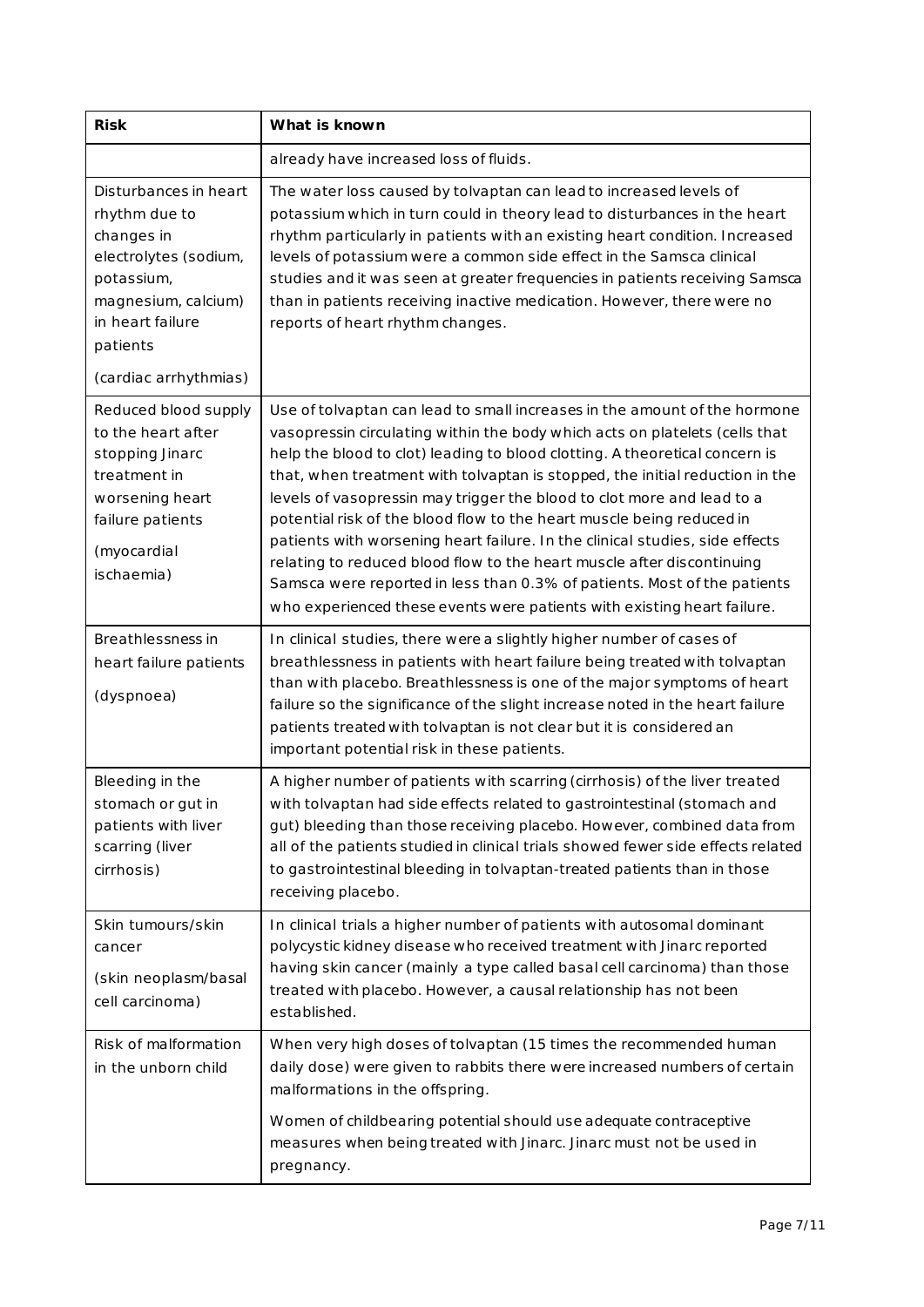| Risk | What is known |
| --- | --- |
| | already have increased loss of fluids. |
| Disturbances in heart rhythm due to changes in electrolytes (sodium, potassium, magnesium, calcium) in heart failure patients<br><br>(cardiac arrhythmias) | The water loss caused by tolvaptan can lead to increased levels of potassium which in turn could in theory lead to disturbances in the heart rhythm particularly in patients with an existing heart condition. Increased levels of potassium were a common side effect in the Samsca clinical studies and it was seen at greater frequencies in patients receiving Samsca than in patients receiving inactive medication. However, there were no reports of heart rhythm changes. |
| Reduced blood supply to the heart after stopping Jinarc treatment in worsening heart failure patients<br><br>(myocardial ischaemia) | Use of tolvaptan can lead to small increases in the amount of the hormone vasopressin circulating within the body which acts on platelets (cells that help the blood to clot) leading to blood clotting. A theoretical concern is that, when treatment with tolvaptan is stopped, the initial reduction in the levels of vasopressin may trigger the blood to clot more and lead to a potential risk of the blood flow to the heart muscle being reduced in patients with worsening heart failure. In the clinical studies, side effects relating to reduced blood flow to the heart muscle after discontinuing Samsca were reported in less than 0.3% of patients. Most of the patients who experienced these events were patients with existing heart failure. |
| Breathlessness in heart failure patients<br><br>(dyspnoea) | In clinical studies, there were a slightly higher number of cases of breathlessness in patients with heart failure being treated with tolvaptan than with placebo. Breathlessness is one of the major symptoms of heart failure so the significance of the slight increase noted in the heart failure patients treated with tolvaptan is not clear but it is considered an important potential risk in these patients. |
| Bleeding in the stomach or gut in patients with liver scarring (liver cirrhosis) | A higher number of patients with scarring (cirrhosis) of the liver treated with tolvaptan had side effects related to gastrointestinal (stomach and gut) bleeding than those receiving placebo. However, combined data from all of the patients studied in clinical trials showed fewer side effects related to gastrointestinal bleeding in tolvaptan-treated patients than in those receiving placebo. |
| Skin tumours/skin cancer<br><br>(skin neoplasm/basal cell carcinoma) | In clinical trials a higher number of patients with autosomal dominant polycystic kidney disease who received treatment with Jinarc reported having skin cancer (mainly a type called basal cell carcinoma) than those treated with placebo. However, a causal relationship has not been established. |
| Risk of malformation in the unborn child | When very high doses of tolvaptan (15 times the recommended human daily dose) were given to rabbits there were increased numbers of certain malformations in the offspring.<br><br>Women of childbearing potential should use adequate contraceptive measures when being treated with Jinarc. Jinarc must not be used in pregnancy. |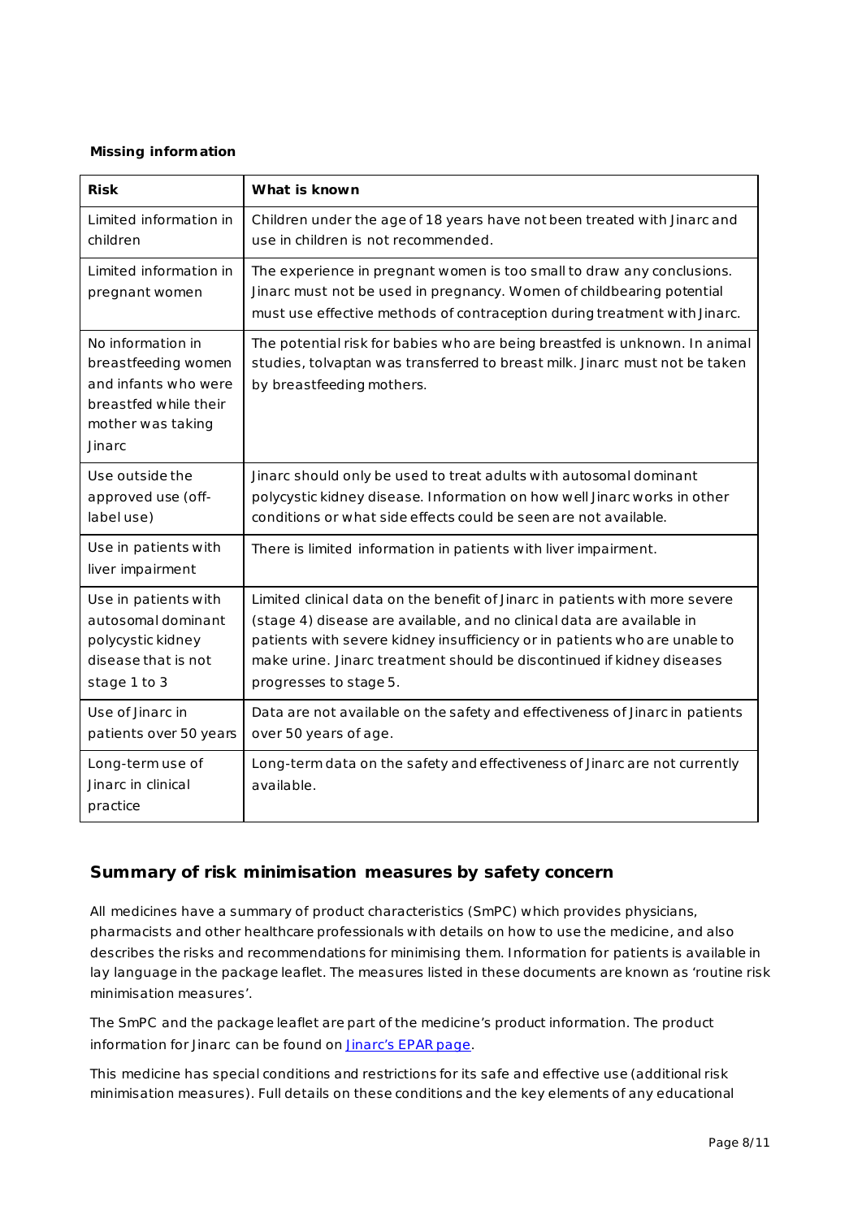**Missing information**

| Risk | What is known |
|---|---|
| Limited information in children | Children under the age of 18 years have not been treated with Jinarc and use in children is not recommended. |
| Limited information in pregnant women | The experience in pregnant women is too small to draw any conclusions. Jinarc must not be used in pregnancy. Women of childbearing potential must use effective methods of contraception during treatment with Jinarc. |
| No information in breastfeeding women and infants who were breastfed while their mother was taking Jinarc | The potential risk for babies who are being breastfed is unknown. In animal studies, tolvaptan was transferred to breast milk. Jinarc must not be taken by breastfeeding mothers. |
| Use outside the approved use (off-label use) | Jinarc should only be used to treat adults with autosomal dominant polycystic kidney disease. Information on how well Jinarc works in other conditions or what side effects could be seen are not available. |
| Use in patients with liver impairment | There is limited information in patients with liver impairment. |
| Use in patients with autosomal dominant polycystic kidney disease that is not stage 1 to 3 | Limited clinical data on the benefit of Jinarc in patients with more severe (stage 4) disease are available, and no clinical data are available in patients with severe kidney insufficiency or in patients who are unable to make urine. Jinarc treatment should be discontinued if kidney diseases progresses to stage 5. |
| Use of Jinarc in patients over 50 years | Data are not available on the safety and effectiveness of Jinarc in patients over 50 years of age. |
| Long-term use of Jinarc in clinical practice | Long-term data on the safety and effectiveness of Jinarc are not currently available. |

## Summary of risk minimisation measures by safety concern

All medicines have a summary of product characteristics (SmPC) which provides physicians, pharmacists and other healthcare professionals with details on how to use the medicine, and also describes the risks and recommendations for minimising them. Information for patients is available in lay language in the package leaflet. The measures listed in these documents are known as 'routine risk minimisation measures'.

The SmPC and the package leaflet are part of the medicine's product information. The product information for Jinarc can be found on Jinarc's EPAR page.

This medicine has special conditions and restrictions for its safe and effective use (additional risk minimisation measures). Full details on these conditions and the key elements of any educational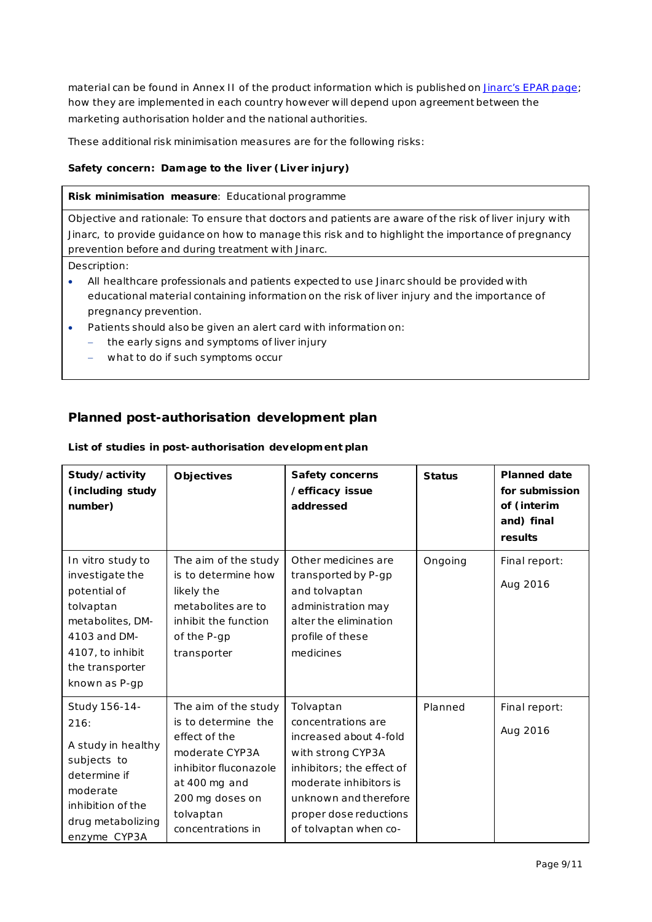material can be found in Annex II of the product information which is published on [Jinarc's EPAR page](); how they are implemented in each country however will depend upon agreement between the marketing authorisation holder and the national authorities.

These additional risk minimisation measures are for the following risks:

**Safety concern: Damage to the liver (Liver injury)**

| **Risk minimisation measure**: Educational programme |
|---|
| Objective and rationale: To ensure that doctors and patients are aware of the risk of liver injury with Jinarc, to provide guidance on how to manage this risk and to highlight the importance of pregnancy prevention before and during treatment with Jinarc. |
| Description:<br>• All healthcare professionals and patients expected to use Jinarc should be provided with educational material containing information on the risk of liver injury and the importance of pregnancy prevention.<br>• Patients should also be given an alert card with information on:<br>  – the early signs and symptoms of liver injury<br>  – what to do if such symptoms occur |

## Planned post-authorisation development plan

**List of studies in post-authorisation development plan**

| Study/activity (including study number) | Objectives | Safety concerns /efficacy issue addressed | Status | Planned date for submission of (interim and) final results |
|---|---|---|---|---|
| In vitro study to investigate the potential of tolvaptan metabolites, DM-4103 and DM-4107, to inhibit the transporter known as P-gp | The aim of the study is to determine how likely the metabolites are to inhibit the function of the P-gp transporter | Other medicines are transported by P-gp and tolvaptan administration may alter the elimination profile of these medicines | Ongoing | Final report: Aug 2016 |
| Study 156-14-216: A study in healthy subjects to determine if moderate inhibition of the drug metabolizing enzyme CYP3A | The aim of the study is to determine the effect of the moderate CYP3A inhibitor fluconazole at 400 mg and 200 mg doses on tolvaptan concentrations in | Tolvaptan concentrations are increased about 4-fold with strong CYP3A inhibitors; the effect of moderate inhibitors is unknown and therefore proper dose reductions of tolvaptan when co- | Planned | Final report: Aug 2016 |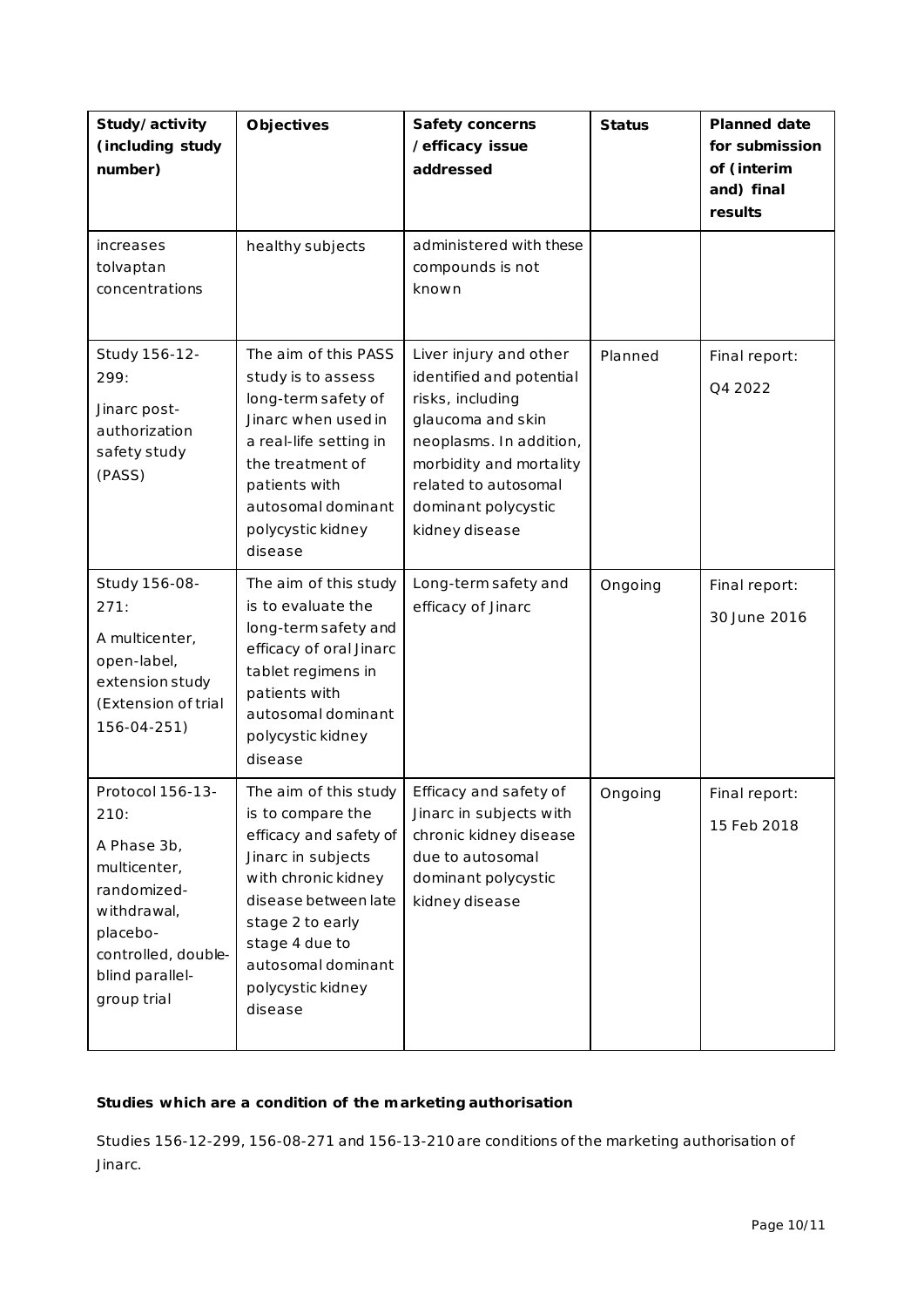| Study/activity (including study number) | Objectives | Safety concerns /efficacy issue addressed | Status | Planned date for submission of (interim and) final results |
|---|---|---|---|---|
| increases tolvaptan concentrations | healthy subjects | administered with these compounds is not known | | |
| Study 156-12-299: Jinarc post-authorization safety study (PASS) | The aim of this PASS study is to assess long-term safety of Jinarc when used in a real-life setting in the treatment of patients with autosomal dominant polycystic kidney disease | Liver injury and other identified and potential risks, including glaucoma and skin neoplasms. In addition, morbidity and mortality related to autosomal dominant polycystic kidney disease | Planned | Final report: Q4 2022 |
| Study 156-08-271: A multicenter, open-label, extension study (Extension of trial 156-04-251) | The aim of this study is to evaluate the long-term safety and efficacy of oral Jinarc tablet regimens in patients with autosomal dominant polycystic kidney disease | Long-term safety and efficacy of Jinarc | Ongoing | Final report: 30 June 2016 |
| Protocol 156-13-210: A Phase 3b, multicenter, randomized-withdrawal, placebo-controlled, double-blind parallel-group trial | The aim of this study is to compare the efficacy and safety of Jinarc in subjects with chronic kidney disease between late stage 2 to early stage 4 due to autosomal dominant polycystic kidney disease | Efficacy and safety of Jinarc in subjects with chronic kidney disease due to autosomal dominant polycystic kidney disease | Ongoing | Final report: 15 Feb 2018 |

**Studies which are a condition of the marketing authorisation**

Studies 156-12-299, 156-08-271 and 156-13-210 are conditions of the marketing authorisation of Jinarc.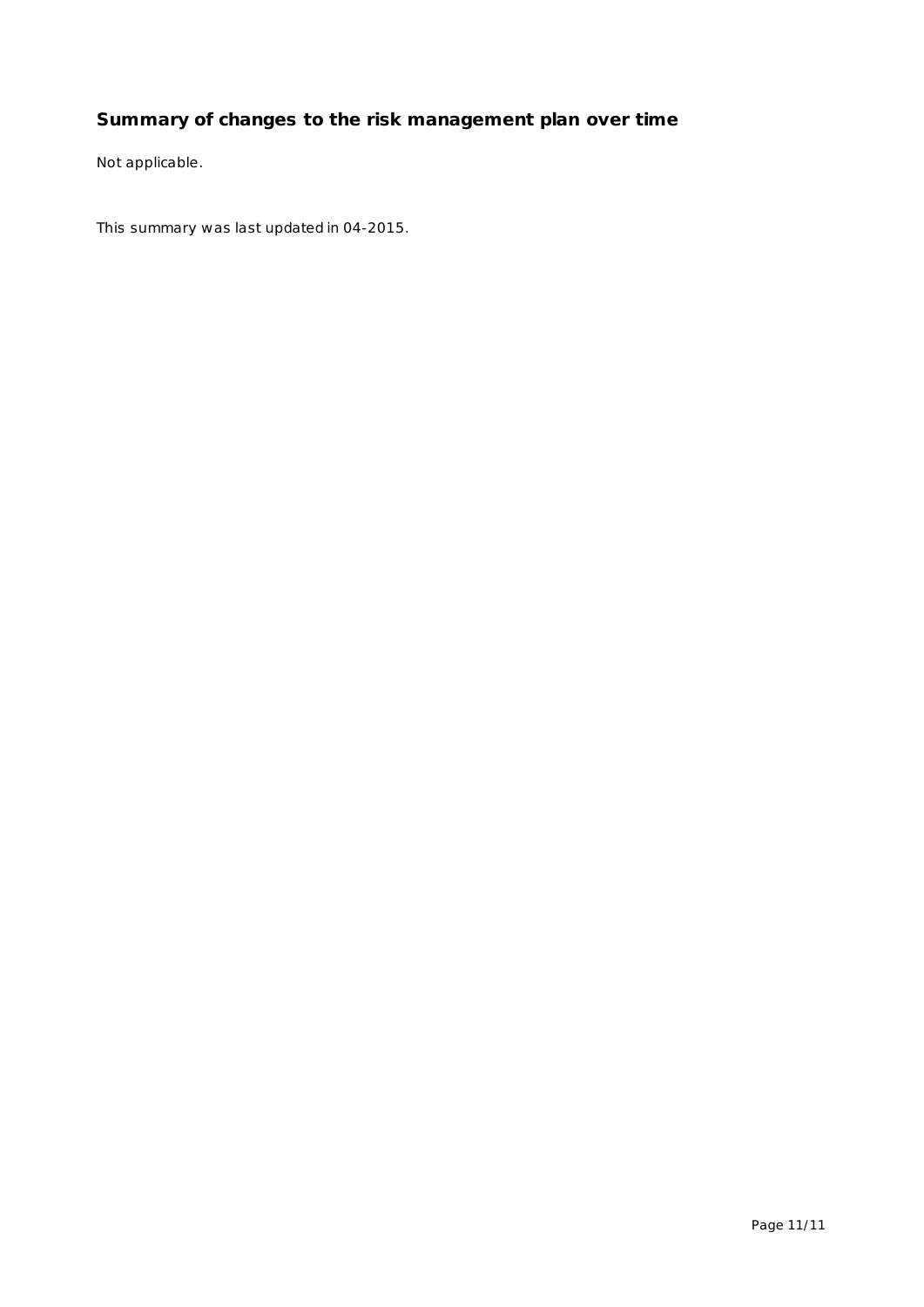## Summary of changes to the risk management plan over time

Not applicable.

This summary was last updated in 04-2015.